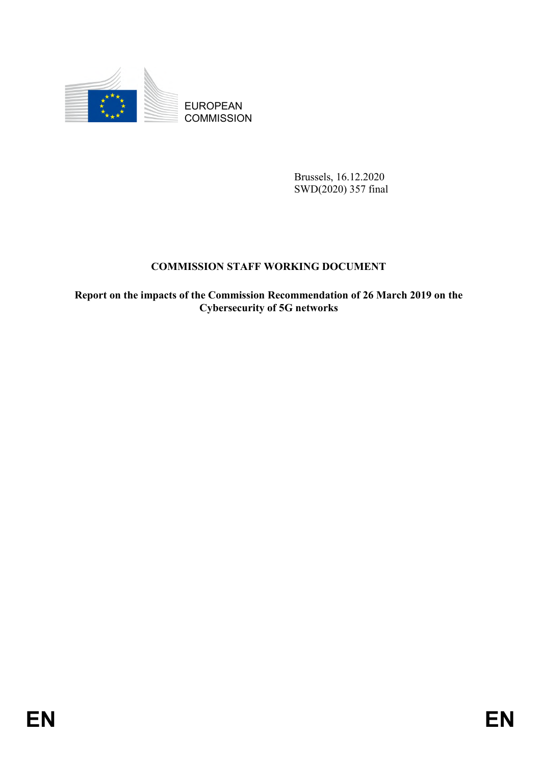EUROPEAN
COMMISSION

Brussels, 16.12.2020
SWD(2020) 357 final

# COMMISSION STAFF WORKING DOCUMENT

**Report on the impacts of the Commission Recommendation of 26 March 2019 on the Cybersecurity of 5G networks**

EN EN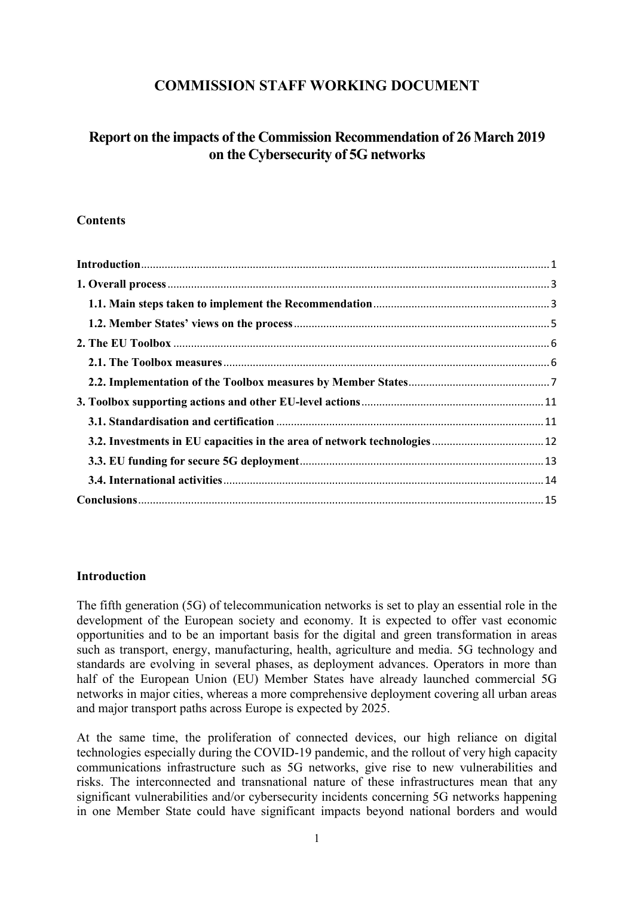# COMMISSION STAFF WORKING DOCUMENT

## Report on the impacts of the Commission Recommendation of 26 March 2019 on the Cybersecurity of 5G networks

### Contents

- **Introduction** .......... 1
- **1. Overall process** .......... 3
  - **1.1. Main steps taken to implement the Recommendation** .......... 3
  - **1.2. Member States' views on the process** .......... 5
- **2. The EU Toolbox** .......... 6
  - **2.1. The Toolbox measures** .......... 6
  - **2.2. Implementation of the Toolbox measures by Member States** .......... 7
- **3. Toolbox supporting actions and other EU-level actions** .......... 11
  - **3.1. Standardisation and certification** .......... 11
  - **3.2. Investments in EU capacities in the area of network technologies** .......... 12
  - **3.3. EU funding for secure 5G deployment** .......... 13
  - **3.4. International activities** .......... 14
- **Conclusions** .......... 15

### Introduction

The fifth generation (5G) of telecommunication networks is set to play an essential role in the development of the European society and economy. It is expected to offer vast economic opportunities and to be an important basis for the digital and green transformation in areas such as transport, energy, manufacturing, health, agriculture and media. 5G technology and standards are evolving in several phases, as deployment advances. Operators in more than half of the European Union (EU) Member States have already launched commercial 5G networks in major cities, whereas a more comprehensive deployment covering all urban areas and major transport paths across Europe is expected by 2025.

At the same time, the proliferation of connected devices, our high reliance on digital technologies especially during the COVID-19 pandemic, and the rollout of very high capacity communications infrastructure such as 5G networks, give rise to new vulnerabilities and risks. The interconnected and transnational nature of these infrastructures mean that any significant vulnerabilities and/or cybersecurity incidents concerning 5G networks happening in one Member State could have significant impacts beyond national borders and would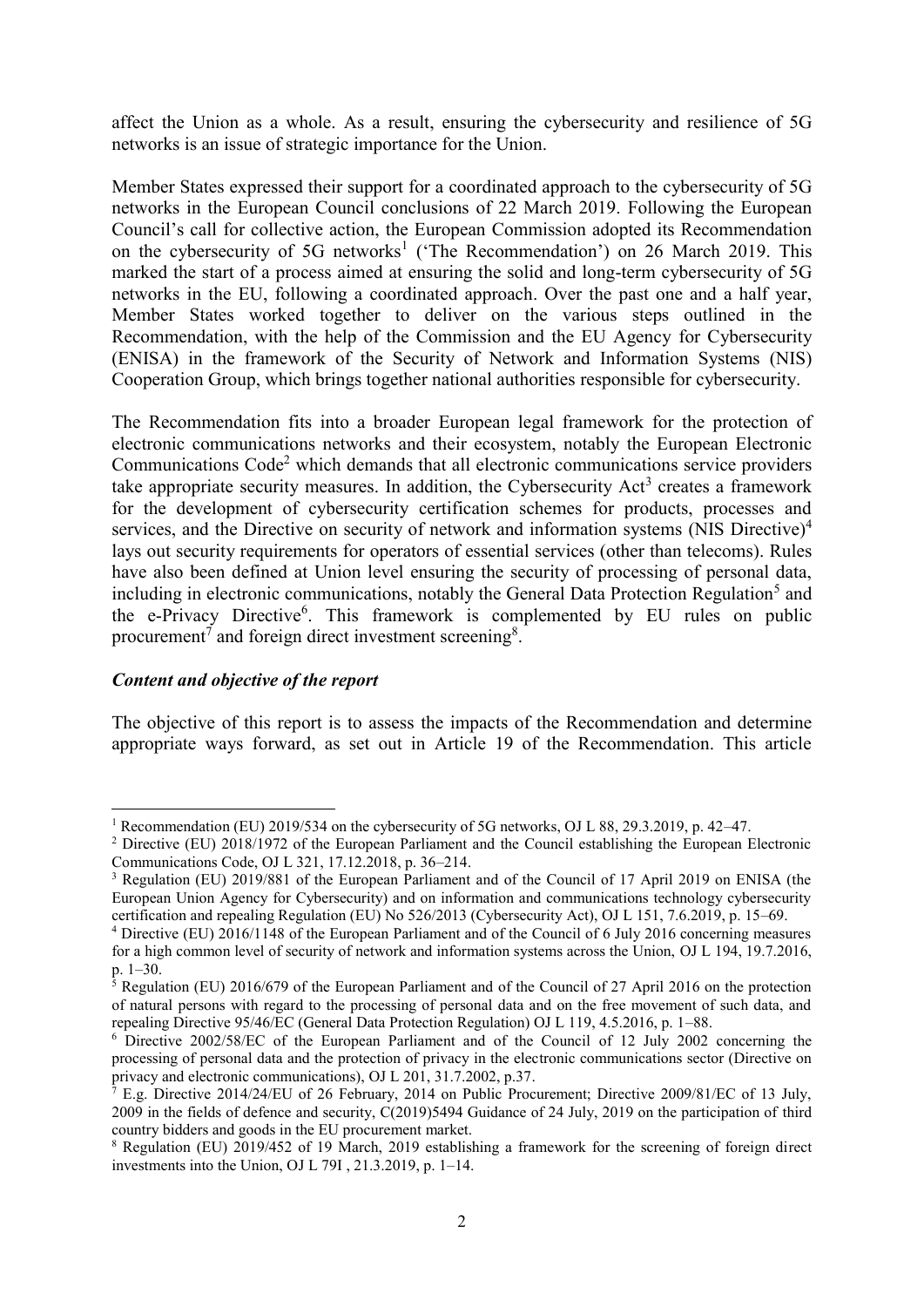affect the Union as a whole. As a result, ensuring the cybersecurity and resilience of 5G networks is an issue of strategic importance for the Union.

Member States expressed their support for a coordinated approach to the cybersecurity of 5G networks in the European Council conclusions of 22 March 2019. Following the European Council's call for collective action, the European Commission adopted its Recommendation on the cybersecurity of 5G networks[1] ('The Recommendation') on 26 March 2019. This marked the start of a process aimed at ensuring the solid and long-term cybersecurity of 5G networks in the EU, following a coordinated approach. Over the past one and a half year, Member States worked together to deliver on the various steps outlined in the Recommendation, with the help of the Commission and the EU Agency for Cybersecurity (ENISA) in the framework of the Security of Network and Information Systems (NIS) Cooperation Group, which brings together national authorities responsible for cybersecurity.

The Recommendation fits into a broader European legal framework for the protection of electronic communications networks and their ecosystem, notably the European Electronic Communications Code[2] which demands that all electronic communications service providers take appropriate security measures. In addition, the Cybersecurity Act[3] creates a framework for the development of cybersecurity certification schemes for products, processes and services, and the Directive on security of network and information systems (NIS Directive)[4] lays out security requirements for operators of essential services (other than telecoms). Rules have also been defined at Union level ensuring the security of processing of personal data, including in electronic communications, notably the General Data Protection Regulation[5] and the e-Privacy Directive[6]. This framework is complemented by EU rules on public procurement[7] and foreign direct investment screening[8].

***Content and objective of the report***

The objective of this report is to assess the impacts of the Recommendation and determine appropriate ways forward, as set out in Article 19 of the Recommendation. This article

---

[1] Recommendation (EU) 2019/534 on the cybersecurity of 5G networks, OJ L 88, 29.3.2019, p. 42–47.

[2] Directive (EU) 2018/1972 of the European Parliament and the Council establishing the European Electronic Communications Code, OJ L 321, 17.12.2018, p. 36–214.

[3] Regulation (EU) 2019/881 of the European Parliament and of the Council of 17 April 2019 on ENISA (the European Union Agency for Cybersecurity) and on information and communications technology cybersecurity certification and repealing Regulation (EU) No 526/2013 (Cybersecurity Act), OJ L 151, 7.6.2019, p. 15–69.

[4] Directive (EU) 2016/1148 of the European Parliament and of the Council of 6 July 2016 concerning measures for a high common level of security of network and information systems across the Union, OJ L 194, 19.7.2016, p. 1–30.

[5] Regulation (EU) 2016/679 of the European Parliament and of the Council of 27 April 2016 on the protection of natural persons with regard to the processing of personal data and on the free movement of such data, and repealing Directive 95/46/EC (General Data Protection Regulation) OJ L 119, 4.5.2016, p. 1–88.

[6] Directive 2002/58/EC of the European Parliament and of the Council of 12 July 2002 concerning the processing of personal data and the protection of privacy in the electronic communications sector (Directive on privacy and electronic communications), OJ L 201, 31.7.2002, p.37.

[7] E.g. Directive 2014/24/EU of 26 February, 2014 on Public Procurement; Directive 2009/81/EC of 13 July, 2009 in the fields of defence and security, C(2019)5494 Guidance of 24 July, 2019 on the participation of third country bidders and goods in the EU procurement market.

[8] Regulation (EU) 2019/452 of 19 March, 2019 establishing a framework for the screening of foreign direct investments into the Union, OJ L 79I , 21.3.2019, p. 1–14.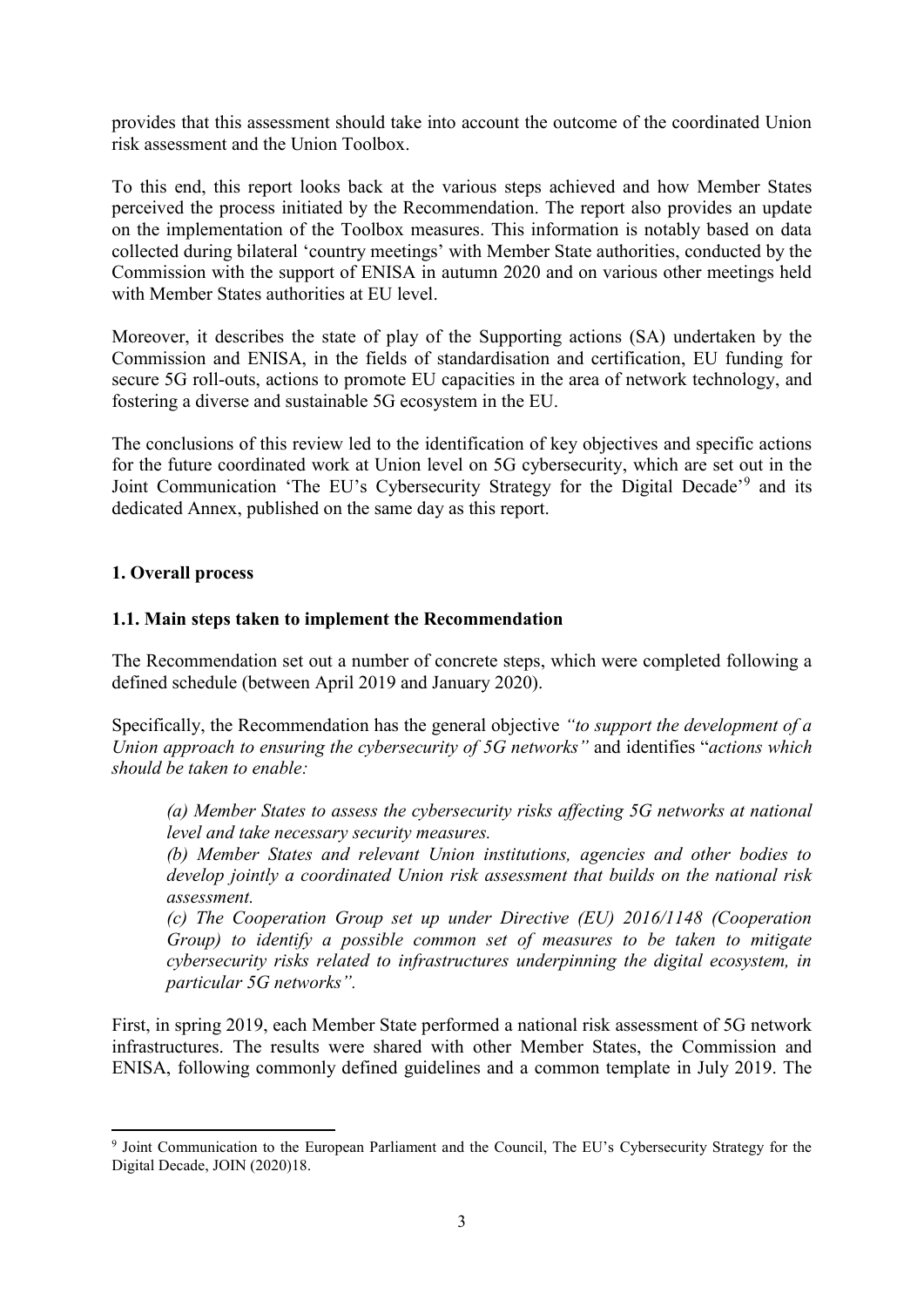provides that this assessment should take into account the outcome of the coordinated Union risk assessment and the Union Toolbox.

To this end, this report looks back at the various steps achieved and how Member States perceived the process initiated by the Recommendation. The report also provides an update on the implementation of the Toolbox measures. This information is notably based on data collected during bilateral 'country meetings' with Member State authorities, conducted by the Commission with the support of ENISA in autumn 2020 and on various other meetings held with Member States authorities at EU level.

Moreover, it describes the state of play of the Supporting actions (SA) undertaken by the Commission and ENISA, in the fields of standardisation and certification, EU funding for secure 5G roll-outs, actions to promote EU capacities in the area of network technology, and fostering a diverse and sustainable 5G ecosystem in the EU.

The conclusions of this review led to the identification of key objectives and specific actions for the future coordinated work at Union level on 5G cybersecurity, which are set out in the Joint Communication 'The EU's Cybersecurity Strategy for the Digital Decade'[9] and its dedicated Annex, published on the same day as this report.

## 1. Overall process

### 1.1. Main steps taken to implement the Recommendation

The Recommendation set out a number of concrete steps, which were completed following a defined schedule (between April 2019 and January 2020).

Specifically, the Recommendation has the general objective *"to support the development of a Union approach to ensuring the cybersecurity of 5G networks"* and identifies "*actions which should be taken to enable:*

> *(a) Member States to assess the cybersecurity risks affecting 5G networks at national level and take necessary security measures.*
>
> *(b) Member States and relevant Union institutions, agencies and other bodies to develop jointly a coordinated Union risk assessment that builds on the national risk assessment.*
>
> *(c) The Cooperation Group set up under Directive (EU) 2016/1148 (Cooperation Group) to identify a possible common set of measures to be taken to mitigate cybersecurity risks related to infrastructures underpinning the digital ecosystem, in particular 5G networks".*

First, in spring 2019, each Member State performed a national risk assessment of 5G network infrastructures. The results were shared with other Member States, the Commission and ENISA, following commonly defined guidelines and a common template in July 2019. The

---

[9] Joint Communication to the European Parliament and the Council, The EU's Cybersecurity Strategy for the Digital Decade, JOIN (2020)18.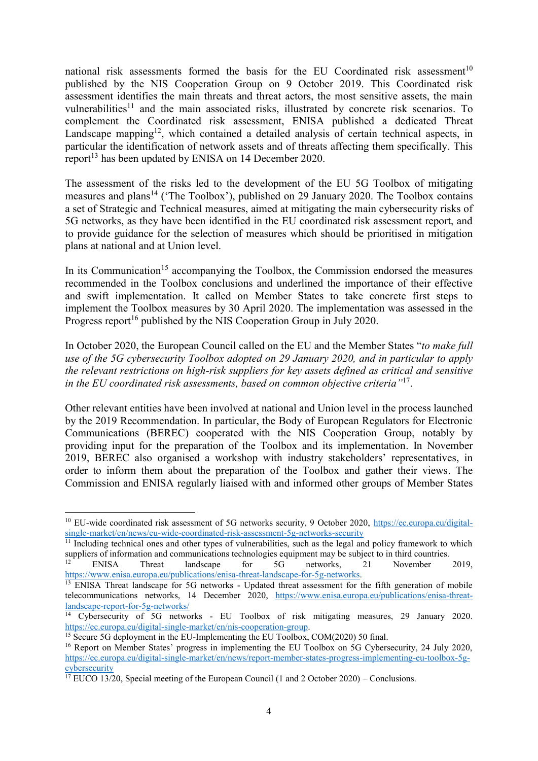national risk assessments formed the basis for the EU Coordinated risk assessment[10] published by the NIS Cooperation Group on 9 October 2019. This Coordinated risk assessment identifies the main threats and threat actors, the most sensitive assets, the main vulnerabilities[11] and the main associated risks, illustrated by concrete risk scenarios. To complement the Coordinated risk assessment, ENISA published a dedicated Threat Landscape mapping[12], which contained a detailed analysis of certain technical aspects, in particular the identification of network assets and of threats affecting them specifically. This report[13] has been updated by ENISA on 14 December 2020.

The assessment of the risks led to the development of the EU 5G Toolbox of mitigating measures and plans[14] ('The Toolbox'), published on 29 January 2020. The Toolbox contains a set of Strategic and Technical measures, aimed at mitigating the main cybersecurity risks of 5G networks, as they have been identified in the EU coordinated risk assessment report, and to provide guidance for the selection of measures which should be prioritised in mitigation plans at national and at Union level.

In its Communication[15] accompanying the Toolbox, the Commission endorsed the measures recommended in the Toolbox conclusions and underlined the importance of their effective and swift implementation. It called on Member States to take concrete first steps to implement the Toolbox measures by 30 April 2020. The implementation was assessed in the Progress report[16] published by the NIS Cooperation Group in July 2020.

In October 2020, the European Council called on the EU and the Member States "*to make full use of the 5G cybersecurity Toolbox adopted on 29 January 2020, and in particular to apply the relevant restrictions on high-risk suppliers for key assets defined as critical and sensitive in the EU coordinated risk assessments, based on common objective criteria*"[17].

Other relevant entities have been involved at national and Union level in the process launched by the 2019 Recommendation. In particular, the Body of European Regulators for Electronic Communications (BEREC) cooperated with the NIS Cooperation Group, notably by providing input for the preparation of the Toolbox and its implementation. In November 2019, BEREC also organised a workshop with industry stakeholders' representatives, in order to inform them about the preparation of the Toolbox and gather their views. The Commission and ENISA regularly liaised with and informed other groups of Member States

---

[10] EU-wide coordinated risk assessment of 5G networks security, 9 October 2020, https://ec.europa.eu/digital-single-market/en/news/eu-wide-coordinated-risk-assessment-5g-networks-security

[11] Including technical ones and other types of vulnerabilities, such as the legal and policy framework to which suppliers of information and communications technologies equipment may be subject to in third countries.

[12] ENISA Threat landscape for 5G networks, 21 November 2019, https://www.enisa.europa.eu/publications/enisa-threat-landscape-for-5g-networks.

[13] ENISA Threat landscape for 5G networks - Updated threat assessment for the fifth generation of mobile telecommunications networks, 14 December 2020, https://www.enisa.europa.eu/publications/enisa-threat-landscape-report-for-5g-networks/

[14] Cybersecurity of 5G networks - EU Toolbox of risk mitigating measures, 29 January 2020. https://ec.europa.eu/digital-single-market/en/nis-cooperation-group.

[15] Secure 5G deployment in the EU-Implementing the EU Toolbox, COM(2020) 50 final.

[16] Report on Member States' progress in implementing the EU Toolbox on 5G Cybersecurity, 24 July 2020, https://ec.europa.eu/digital-single-market/en/news/report-member-states-progress-implementing-eu-toolbox-5g-cybersecurity

[17] EUCO 13/20, Special meeting of the European Council (1 and 2 October 2020) – Conclusions.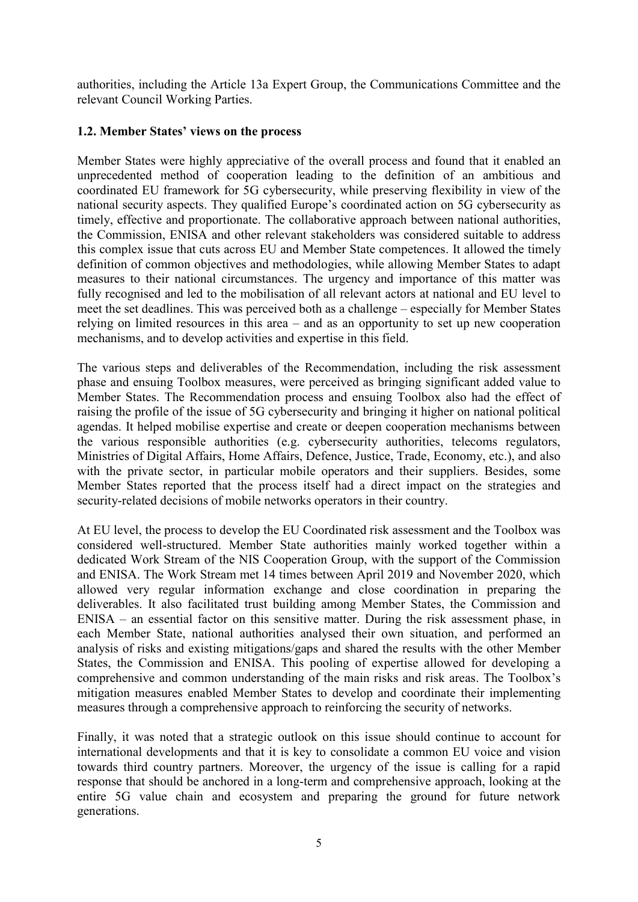authorities, including the Article 13a Expert Group, the Communications Committee and the relevant Council Working Parties.

### 1.2. Member States' views on the process

Member States were highly appreciative of the overall process and found that it enabled an unprecedented method of cooperation leading to the definition of an ambitious and coordinated EU framework for 5G cybersecurity, while preserving flexibility in view of the national security aspects. They qualified Europe's coordinated action on 5G cybersecurity as timely, effective and proportionate. The collaborative approach between national authorities, the Commission, ENISA and other relevant stakeholders was considered suitable to address this complex issue that cuts across EU and Member State competences. It allowed the timely definition of common objectives and methodologies, while allowing Member States to adapt measures to their national circumstances. The urgency and importance of this matter was fully recognised and led to the mobilisation of all relevant actors at national and EU level to meet the set deadlines. This was perceived both as a challenge – especially for Member States relying on limited resources in this area – and as an opportunity to set up new cooperation mechanisms, and to develop activities and expertise in this field.

The various steps and deliverables of the Recommendation, including the risk assessment phase and ensuing Toolbox measures, were perceived as bringing significant added value to Member States. The Recommendation process and ensuing Toolbox also had the effect of raising the profile of the issue of 5G cybersecurity and bringing it higher on national political agendas. It helped mobilise expertise and create or deepen cooperation mechanisms between the various responsible authorities (e.g. cybersecurity authorities, telecoms regulators, Ministries of Digital Affairs, Home Affairs, Defence, Justice, Trade, Economy, etc.), and also with the private sector, in particular mobile operators and their suppliers. Besides, some Member States reported that the process itself had a direct impact on the strategies and security-related decisions of mobile networks operators in their country.

At EU level, the process to develop the EU Coordinated risk assessment and the Toolbox was considered well-structured. Member State authorities mainly worked together within a dedicated Work Stream of the NIS Cooperation Group, with the support of the Commission and ENISA. The Work Stream met 14 times between April 2019 and November 2020, which allowed very regular information exchange and close coordination in preparing the deliverables. It also facilitated trust building among Member States, the Commission and ENISA – an essential factor on this sensitive matter. During the risk assessment phase, in each Member State, national authorities analysed their own situation, and performed an analysis of risks and existing mitigations/gaps and shared the results with the other Member States, the Commission and ENISA. This pooling of expertise allowed for developing a comprehensive and common understanding of the main risks and risk areas. The Toolbox's mitigation measures enabled Member States to develop and coordinate their implementing measures through a comprehensive approach to reinforcing the security of networks.

Finally, it was noted that a strategic outlook on this issue should continue to account for international developments and that it is key to consolidate a common EU voice and vision towards third country partners. Moreover, the urgency of the issue is calling for a rapid response that should be anchored in a long-term and comprehensive approach, looking at the entire 5G value chain and ecosystem and preparing the ground for future network generations.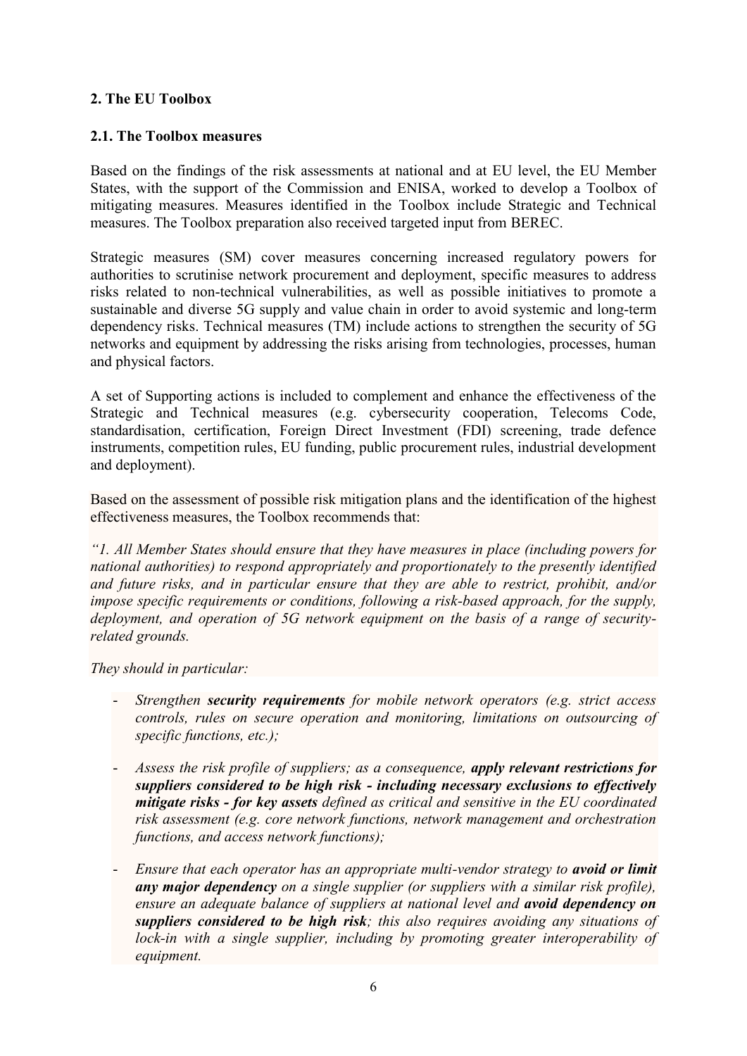## 2. The EU Toolbox

### 2.1. The Toolbox measures

Based on the findings of the risk assessments at national and at EU level, the EU Member States, with the support of the Commission and ENISA, worked to develop a Toolbox of mitigating measures. Measures identified in the Toolbox include Strategic and Technical measures. The Toolbox preparation also received targeted input from BEREC.

Strategic measures (SM) cover measures concerning increased regulatory powers for authorities to scrutinise network procurement and deployment, specific measures to address risks related to non-technical vulnerabilities, as well as possible initiatives to promote a sustainable and diverse 5G supply and value chain in order to avoid systemic and long-term dependency risks. Technical measures (TM) include actions to strengthen the security of 5G networks and equipment by addressing the risks arising from technologies, processes, human and physical factors.

A set of Supporting actions is included to complement and enhance the effectiveness of the Strategic and Technical measures (e.g. cybersecurity cooperation, Telecoms Code, standardisation, certification, Foreign Direct Investment (FDI) screening, trade defence instruments, competition rules, EU funding, public procurement rules, industrial development and deployment).

Based on the assessment of possible risk mitigation plans and the identification of the highest effectiveness measures, the Toolbox recommends that:

*"1. All Member States should ensure that they have measures in place (including powers for national authorities) to respond appropriately and proportionately to the presently identified and future risks, and in particular ensure that they are able to restrict, prohibit, and/or impose specific requirements or conditions, following a risk-based approach, for the supply, deployment, and operation of 5G network equipment on the basis of a range of security-related grounds.*

*They should in particular:*

- *Strengthen **security requirements** for mobile network operators (e.g. strict access controls, rules on secure operation and monitoring, limitations on outsourcing of specific functions, etc.);*
- *Assess the risk profile of suppliers; as a consequence, **apply relevant restrictions for suppliers considered to be high risk - including necessary exclusions to effectively mitigate risks - for key assets** defined as critical and sensitive in the EU coordinated risk assessment (e.g. core network functions, network management and orchestration functions, and access network functions);*
- *Ensure that each operator has an appropriate multi-vendor strategy to **avoid or limit any major dependency** on a single supplier (or suppliers with a similar risk profile), ensure an adequate balance of suppliers at national level and **avoid dependency on suppliers considered to be high risk**; this also requires avoiding any situations of lock-in with a single supplier, including by promoting greater interoperability of equipment.*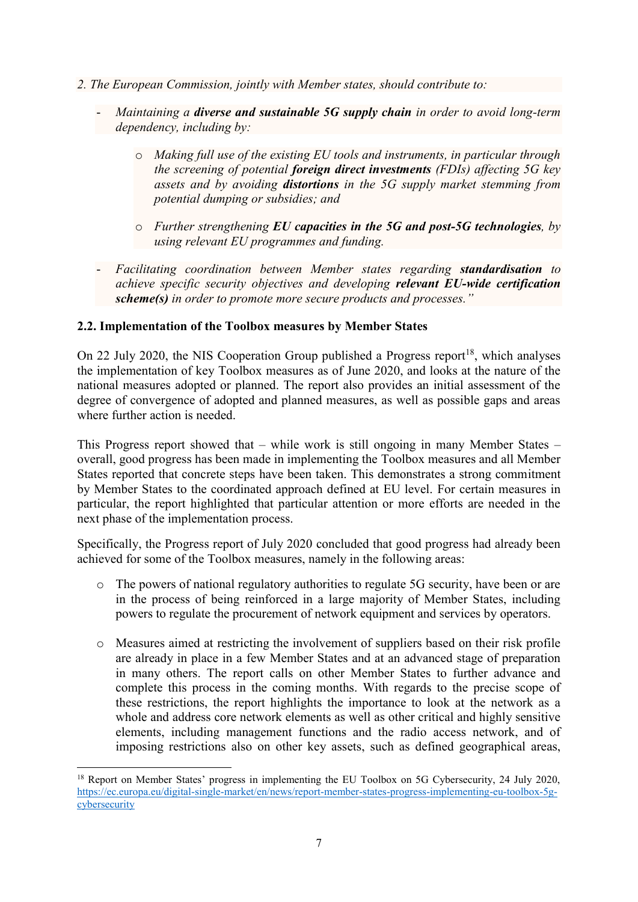*2. The European Commission, jointly with Member states, should contribute to:*

- *Maintaining a **diverse and sustainable 5G supply chain** in order to avoid long-term dependency, including by:*
  - *Making full use of the existing EU tools and instruments, in particular through the screening of potential **foreign direct investments** (FDIs) affecting 5G key assets and by avoiding **distortions** in the 5G supply market stemming from potential dumping or subsidies; and*
  - *Further strengthening **EU capacities in the 5G and post-5G technologies**, by using relevant EU programmes and funding.*
- *Facilitating coordination between Member states regarding **standardisation** to achieve specific security objectives and developing **relevant EU-wide certification scheme(s)** in order to promote more secure products and processes."*

### 2.2. Implementation of the Toolbox measures by Member States

On 22 July 2020, the NIS Cooperation Group published a Progress report[18], which analyses the implementation of key Toolbox measures as of June 2020, and looks at the nature of the national measures adopted or planned. The report also provides an initial assessment of the degree of convergence of adopted and planned measures, as well as possible gaps and areas where further action is needed.

This Progress report showed that – while work is still ongoing in many Member States – overall, good progress has been made in implementing the Toolbox measures and all Member States reported that concrete steps have been taken. This demonstrates a strong commitment by Member States to the coordinated approach defined at EU level. For certain measures in particular, the report highlighted that particular attention or more efforts are needed in the next phase of the implementation process.

Specifically, the Progress report of July 2020 concluded that good progress had already been achieved for some of the Toolbox measures, namely in the following areas:

- The powers of national regulatory authorities to regulate 5G security, have been or are in the process of being reinforced in a large majority of Member States, including powers to regulate the procurement of network equipment and services by operators.
- Measures aimed at restricting the involvement of suppliers based on their risk profile are already in place in a few Member States and at an advanced stage of preparation in many others. The report calls on other Member States to further advance and complete this process in the coming months. With regards to the precise scope of these restrictions, the report highlights the importance to look at the network as a whole and address core network elements as well as other critical and highly sensitive elements, including management functions and the radio access network, and of imposing restrictions also on other key assets, such as defined geographical areas,

[18] Report on Member States' progress in implementing the EU Toolbox on 5G Cybersecurity, 24 July 2020, https://ec.europa.eu/digital-single-market/en/news/report-member-states-progress-implementing-eu-toolbox-5g-cybersecurity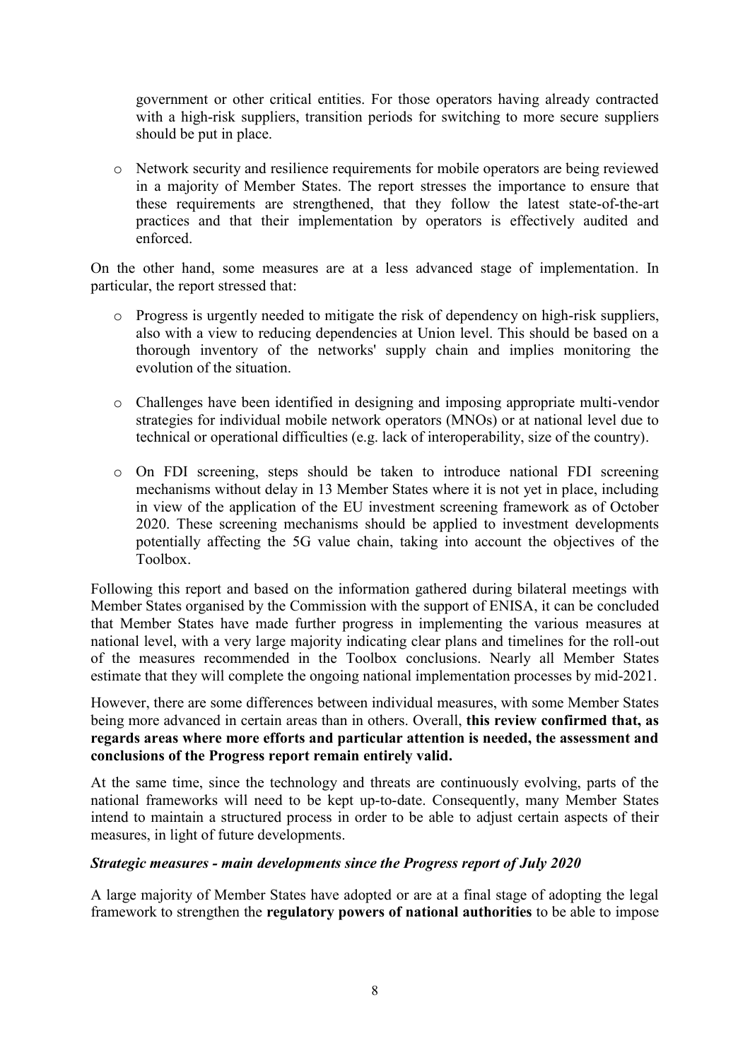government or other critical entities. For those operators having already contracted with a high-risk suppliers, transition periods for switching to more secure suppliers should be put in place.

- Network security and resilience requirements for mobile operators are being reviewed in a majority of Member States. The report stresses the importance to ensure that these requirements are strengthened, that they follow the latest state-of-the-art practices and that their implementation by operators is effectively audited and enforced.

On the other hand, some measures are at a less advanced stage of implementation. In particular, the report stressed that:

- Progress is urgently needed to mitigate the risk of dependency on high-risk suppliers, also with a view to reducing dependencies at Union level. This should be based on a thorough inventory of the networks' supply chain and implies monitoring the evolution of the situation.

- Challenges have been identified in designing and imposing appropriate multi-vendor strategies for individual mobile network operators (MNOs) or at national level due to technical or operational difficulties (e.g. lack of interoperability, size of the country).

- On FDI screening, steps should be taken to introduce national FDI screening mechanisms without delay in 13 Member States where it is not yet in place, including in view of the application of the EU investment screening framework as of October 2020. These screening mechanisms should be applied to investment developments potentially affecting the 5G value chain, taking into account the objectives of the Toolbox.

Following this report and based on the information gathered during bilateral meetings with Member States organised by the Commission with the support of ENISA, it can be concluded that Member States have made further progress in implementing the various measures at national level, with a very large majority indicating clear plans and timelines for the roll-out of the measures recommended in the Toolbox conclusions. Nearly all Member States estimate that they will complete the ongoing national implementation processes by mid-2021.

However, there are some differences between individual measures, with some Member States being more advanced in certain areas than in others. Overall, **this review confirmed that, as regards areas where more efforts and particular attention is needed, the assessment and conclusions of the Progress report remain entirely valid.**

At the same time, since the technology and threats are continuously evolving, parts of the national frameworks will need to be kept up-to-date. Consequently, many Member States intend to maintain a structured process in order to be able to adjust certain aspects of their measures, in light of future developments.

***Strategic measures - main developments since the Progress report of July 2020***

A large majority of Member States have adopted or are at a final stage of adopting the legal framework to strengthen the **regulatory powers of national authorities** to be able to impose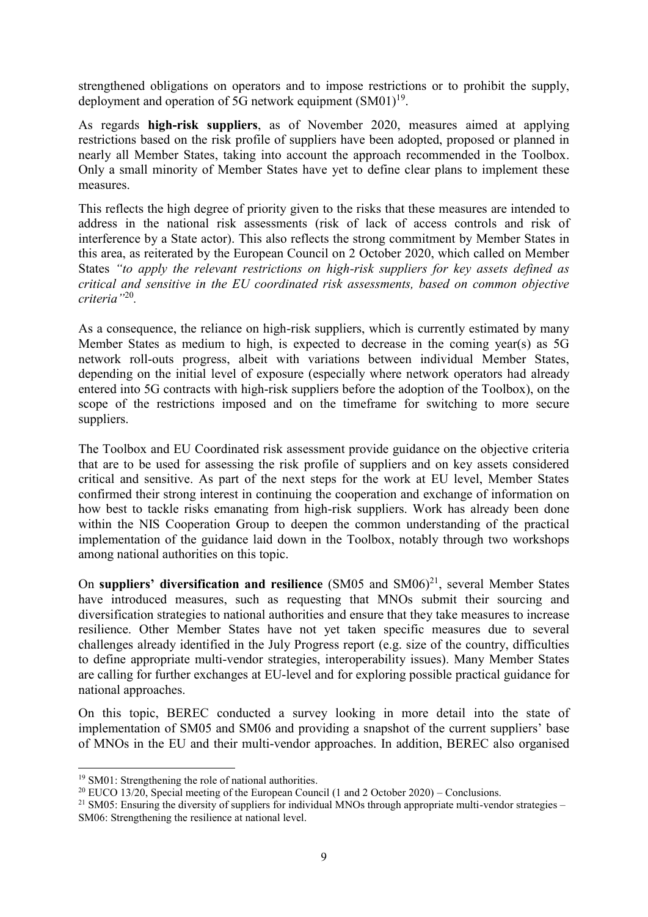strengthened obligations on operators and to impose restrictions or to prohibit the supply, deployment and operation of 5G network equipment (SM01)[19].

As regards **high-risk suppliers**, as of November 2020, measures aimed at applying restrictions based on the risk profile of suppliers have been adopted, proposed or planned in nearly all Member States, taking into account the approach recommended in the Toolbox. Only a small minority of Member States have yet to define clear plans to implement these measures.

This reflects the high degree of priority given to the risks that these measures are intended to address in the national risk assessments (risk of lack of access controls and risk of interference by a State actor). This also reflects the strong commitment by Member States in this area, as reiterated by the European Council on 2 October 2020, which called on Member States *"to apply the relevant restrictions on high-risk suppliers for key assets defined as critical and sensitive in the EU coordinated risk assessments, based on common objective criteria"*[20].

As a consequence, the reliance on high-risk suppliers, which is currently estimated by many Member States as medium to high, is expected to decrease in the coming year(s) as 5G network roll-outs progress, albeit with variations between individual Member States, depending on the initial level of exposure (especially where network operators had already entered into 5G contracts with high-risk suppliers before the adoption of the Toolbox), on the scope of the restrictions imposed and on the timeframe for switching to more secure suppliers.

The Toolbox and EU Coordinated risk assessment provide guidance on the objective criteria that are to be used for assessing the risk profile of suppliers and on key assets considered critical and sensitive. As part of the next steps for the work at EU level, Member States confirmed their strong interest in continuing the cooperation and exchange of information on how best to tackle risks emanating from high-risk suppliers. Work has already been done within the NIS Cooperation Group to deepen the common understanding of the practical implementation of the guidance laid down in the Toolbox, notably through two workshops among national authorities on this topic.

On **suppliers' diversification and resilience** (SM05 and SM06)[21], several Member States have introduced measures, such as requesting that MNOs submit their sourcing and diversification strategies to national authorities and ensure that they take measures to increase resilience. Other Member States have not yet taken specific measures due to several challenges already identified in the July Progress report (e.g. size of the country, difficulties to define appropriate multi-vendor strategies, interoperability issues). Many Member States are calling for further exchanges at EU-level and for exploring possible practical guidance for national approaches.

On this topic, BEREC conducted a survey looking in more detail into the state of implementation of SM05 and SM06 and providing a snapshot of the current suppliers' base of MNOs in the EU and their multi-vendor approaches. In addition, BEREC also organised

[19] SM01: Strengthening the role of national authorities.

[20] EUCO 13/20, Special meeting of the European Council (1 and 2 October 2020) – Conclusions.

[21] SM05: Ensuring the diversity of suppliers for individual MNOs through appropriate multi-vendor strategies – SM06: Strengthening the resilience at national level.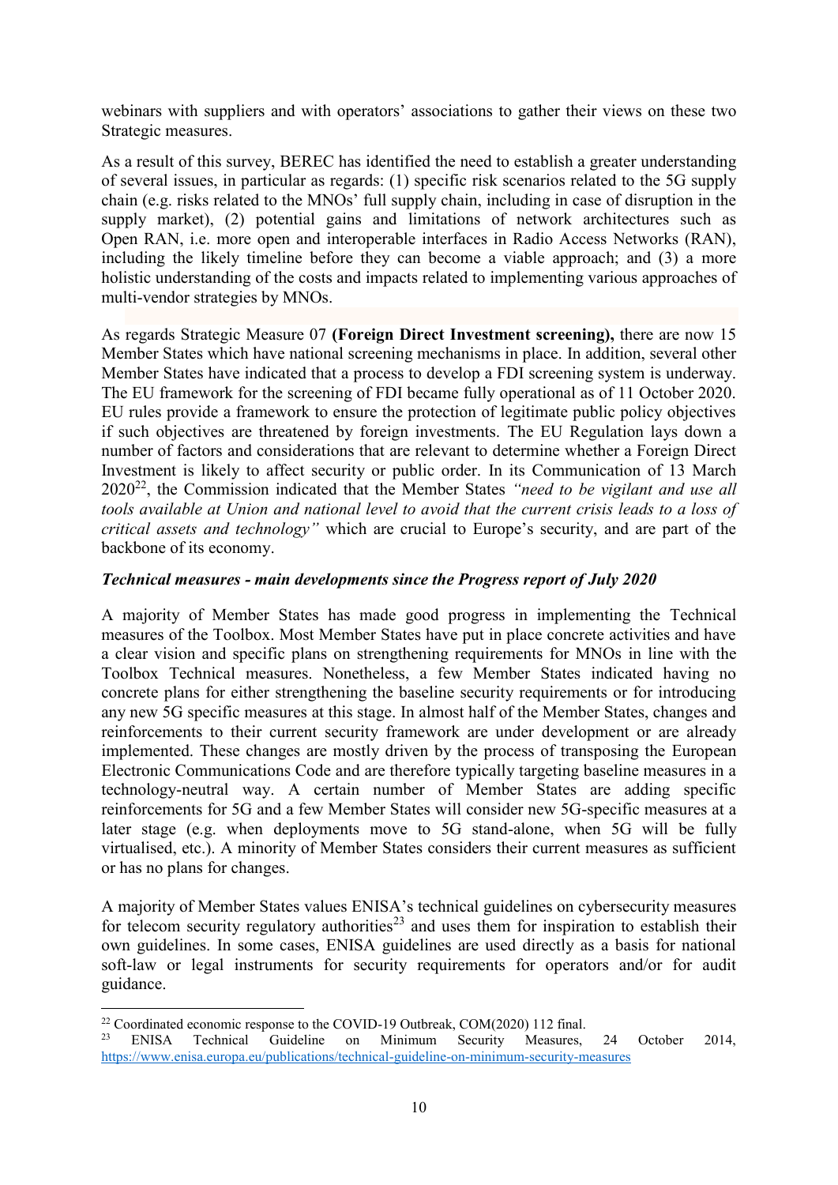webinars with suppliers and with operators' associations to gather their views on these two Strategic measures.

As a result of this survey, BEREC has identified the need to establish a greater understanding of several issues, in particular as regards: (1) specific risk scenarios related to the 5G supply chain (e.g. risks related to the MNOs' full supply chain, including in case of disruption in the supply market), (2) potential gains and limitations of network architectures such as Open RAN, i.e. more open and interoperable interfaces in Radio Access Networks (RAN), including the likely timeline before they can become a viable approach; and (3) a more holistic understanding of the costs and impacts related to implementing various approaches of multi-vendor strategies by MNOs.

As regards Strategic Measure 07 **(Foreign Direct Investment screening),** there are now 15 Member States which have national screening mechanisms in place. In addition, several other Member States have indicated that a process to develop a FDI screening system is underway. The EU framework for the screening of FDI became fully operational as of 11 October 2020. EU rules provide a framework to ensure the protection of legitimate public policy objectives if such objectives are threatened by foreign investments. The EU Regulation lays down a number of factors and considerations that are relevant to determine whether a Foreign Direct Investment is likely to affect security or public order. In its Communication of 13 March 2020[22], the Commission indicated that the Member States *"need to be vigilant and use all tools available at Union and national level to avoid that the current crisis leads to a loss of critical assets and technology"* which are crucial to Europe's security, and are part of the backbone of its economy.

***Technical measures - main developments since the Progress report of July 2020***

A majority of Member States has made good progress in implementing the Technical measures of the Toolbox. Most Member States have put in place concrete activities and have a clear vision and specific plans on strengthening requirements for MNOs in line with the Toolbox Technical measures. Nonetheless, a few Member States indicated having no concrete plans for either strengthening the baseline security requirements or for introducing any new 5G specific measures at this stage. In almost half of the Member States, changes and reinforcements to their current security framework are under development or are already implemented. These changes are mostly driven by the process of transposing the European Electronic Communications Code and are therefore typically targeting baseline measures in a technology-neutral way. A certain number of Member States are adding specific reinforcements for 5G and a few Member States will consider new 5G-specific measures at a later stage (e.g. when deployments move to 5G stand-alone, when 5G will be fully virtualised, etc.). A minority of Member States considers their current measures as sufficient or has no plans for changes.

A majority of Member States values ENISA's technical guidelines on cybersecurity measures for telecom security regulatory authorities[23] and uses them for inspiration to establish their own guidelines. In some cases, ENISA guidelines are used directly as a basis for national soft-law or legal instruments for security requirements for operators and/or for audit guidance.

[22] Coordinated economic response to the COVID-19 Outbreak, COM(2020) 112 final.

[23] ENISA Technical Guideline on Minimum Security Measures, 24 October 2014, https://www.enisa.europa.eu/publications/technical-guideline-on-minimum-security-measures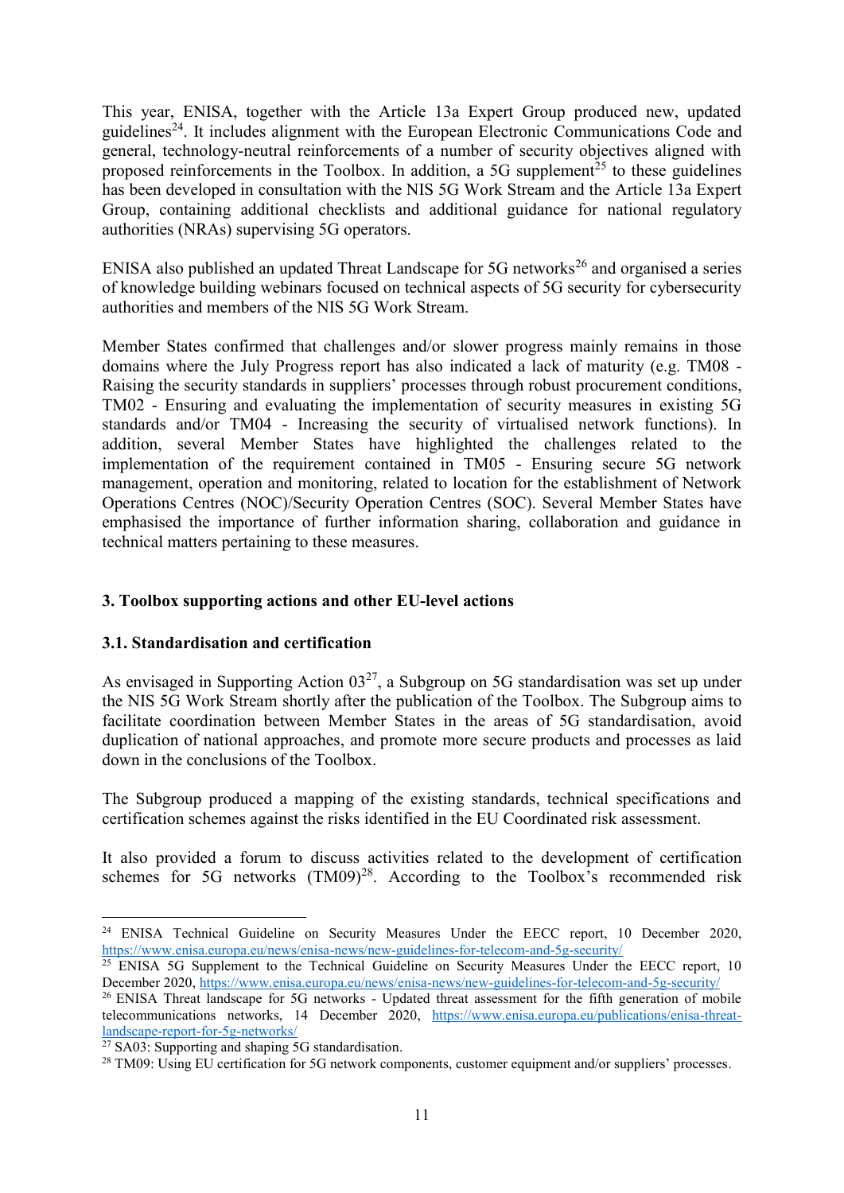This year, ENISA, together with the Article 13a Expert Group produced new, updated guidelines[24]. It includes alignment with the European Electronic Communications Code and general, technology-neutral reinforcements of a number of security objectives aligned with proposed reinforcements in the Toolbox. In addition, a 5G supplement[25] to these guidelines has been developed in consultation with the NIS 5G Work Stream and the Article 13a Expert Group, containing additional checklists and additional guidance for national regulatory authorities (NRAs) supervising 5G operators.

ENISA also published an updated Threat Landscape for 5G networks[26] and organised a series of knowledge building webinars focused on technical aspects of 5G security for cybersecurity authorities and members of the NIS 5G Work Stream.

Member States confirmed that challenges and/or slower progress mainly remains in those domains where the July Progress report has also indicated a lack of maturity (e.g. TM08 - Raising the security standards in suppliers' processes through robust procurement conditions, TM02 - Ensuring and evaluating the implementation of security measures in existing 5G standards and/or TM04 - Increasing the security of virtualised network functions). In addition, several Member States have highlighted the challenges related to the implementation of the requirement contained in TM05 - Ensuring secure 5G network management, operation and monitoring, related to location for the establishment of Network Operations Centres (NOC)/Security Operation Centres (SOC). Several Member States have emphasised the importance of further information sharing, collaboration and guidance in technical matters pertaining to these measures.

## 3. Toolbox supporting actions and other EU-level actions

### 3.1. Standardisation and certification

As envisaged in Supporting Action 03[27], a Subgroup on 5G standardisation was set up under the NIS 5G Work Stream shortly after the publication of the Toolbox. The Subgroup aims to facilitate coordination between Member States in the areas of 5G standardisation, avoid duplication of national approaches, and promote more secure products and processes as laid down in the conclusions of the Toolbox.

The Subgroup produced a mapping of the existing standards, technical specifications and certification schemes against the risks identified in the EU Coordinated risk assessment.

It also provided a forum to discuss activities related to the development of certification schemes for 5G networks (TM09)[28]. According to the Toolbox's recommended risk

---

[24] ENISA Technical Guideline on Security Measures Under the EECC report, 10 December 2020, https://www.enisa.europa.eu/news/enisa-news/new-guidelines-for-telecom-and-5g-security/

[25] ENISA 5G Supplement to the Technical Guideline on Security Measures Under the EECC report, 10 December 2020, https://www.enisa.europa.eu/news/enisa-news/new-guidelines-for-telecom-and-5g-security/

[26] ENISA Threat landscape for 5G networks - Updated threat assessment for the fifth generation of mobile telecommunications networks, 14 December 2020, https://www.enisa.europa.eu/publications/enisa-threat-landscape-report-for-5g-networks/

[27] SA03: Supporting and shaping 5G standardisation.

[28] TM09: Using EU certification for 5G network components, customer equipment and/or suppliers' processes.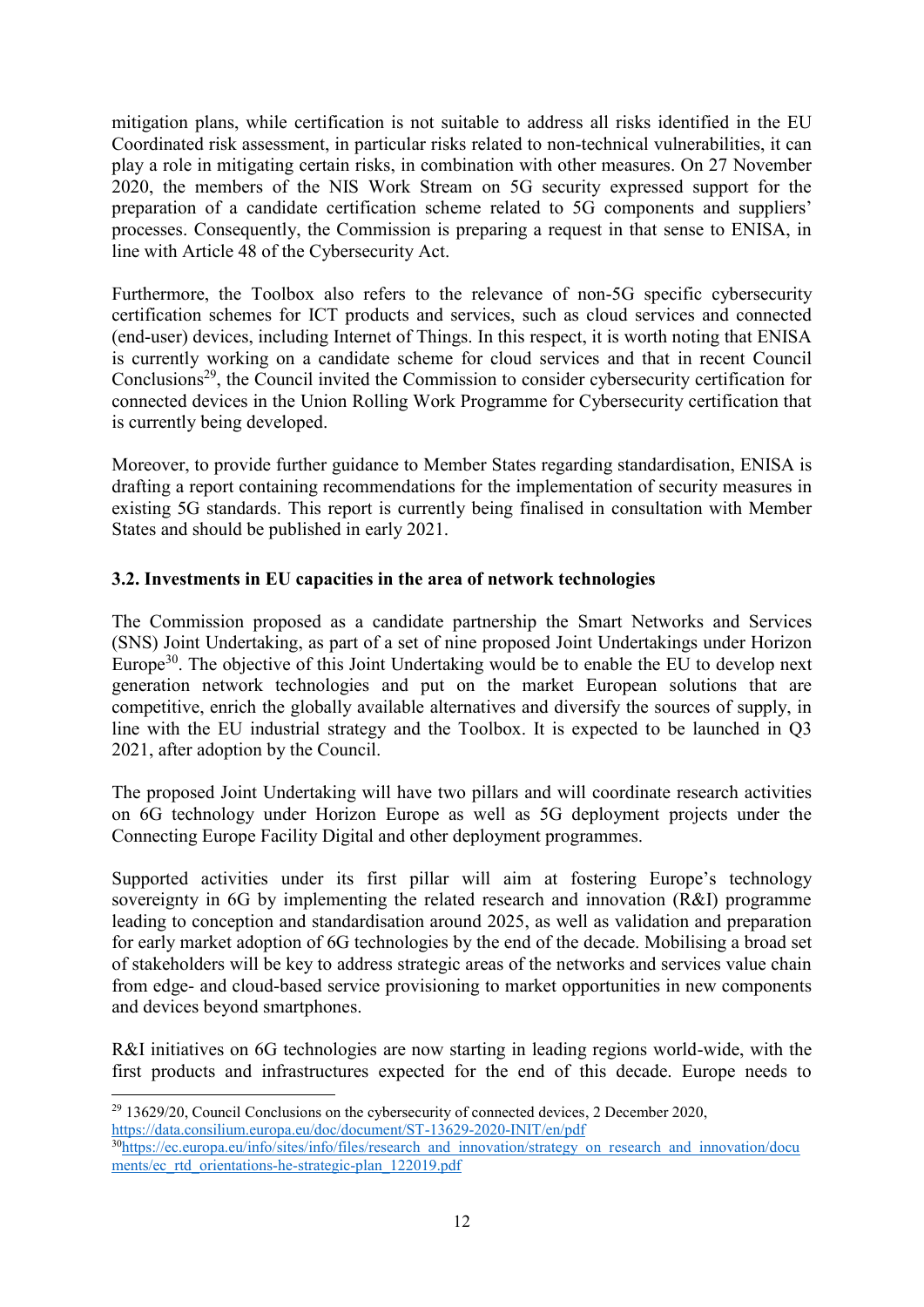mitigation plans, while certification is not suitable to address all risks identified in the EU Coordinated risk assessment, in particular risks related to non-technical vulnerabilities, it can play a role in mitigating certain risks, in combination with other measures. On 27 November 2020, the members of the NIS Work Stream on 5G security expressed support for the preparation of a candidate certification scheme related to 5G components and suppliers' processes. Consequently, the Commission is preparing a request in that sense to ENISA, in line with Article 48 of the Cybersecurity Act.

Furthermore, the Toolbox also refers to the relevance of non-5G specific cybersecurity certification schemes for ICT products and services, such as cloud services and connected (end-user) devices, including Internet of Things. In this respect, it is worth noting that ENISA is currently working on a candidate scheme for cloud services and that in recent Council Conclusions[29], the Council invited the Commission to consider cybersecurity certification for connected devices in the Union Rolling Work Programme for Cybersecurity certification that is currently being developed.

Moreover, to provide further guidance to Member States regarding standardisation, ENISA is drafting a report containing recommendations for the implementation of security measures in existing 5G standards. This report is currently being finalised in consultation with Member States and should be published in early 2021.

### 3.2. Investments in EU capacities in the area of network technologies

The Commission proposed as a candidate partnership the Smart Networks and Services (SNS) Joint Undertaking, as part of a set of nine proposed Joint Undertakings under Horizon Europe[30]. The objective of this Joint Undertaking would be to enable the EU to develop next generation network technologies and put on the market European solutions that are competitive, enrich the globally available alternatives and diversify the sources of supply, in line with the EU industrial strategy and the Toolbox. It is expected to be launched in Q3 2021, after adoption by the Council.

The proposed Joint Undertaking will have two pillars and will coordinate research activities on 6G technology under Horizon Europe as well as 5G deployment projects under the Connecting Europe Facility Digital and other deployment programmes.

Supported activities under its first pillar will aim at fostering Europe's technology sovereignty in 6G by implementing the related research and innovation (R&I) programme leading to conception and standardisation around 2025, as well as validation and preparation for early market adoption of 6G technologies by the end of the decade. Mobilising a broad set of stakeholders will be key to address strategic areas of the networks and services value chain from edge- and cloud-based service provisioning to market opportunities in new components and devices beyond smartphones.

R&I initiatives on 6G technologies are now starting in leading regions world-wide, with the first products and infrastructures expected for the end of this decade. Europe needs to

---

[29] 13629/20, Council Conclusions on the cybersecurity of connected devices, 2 December 2020, https://data.consilium.europa.eu/doc/document/ST-13629-2020-INIT/en/pdf

[30] https://ec.europa.eu/info/sites/info/files/research_and_innovation/strategy_on_research_and_innovation/documents/ec_rtd_orientations-he-strategic-plan_122019.pdf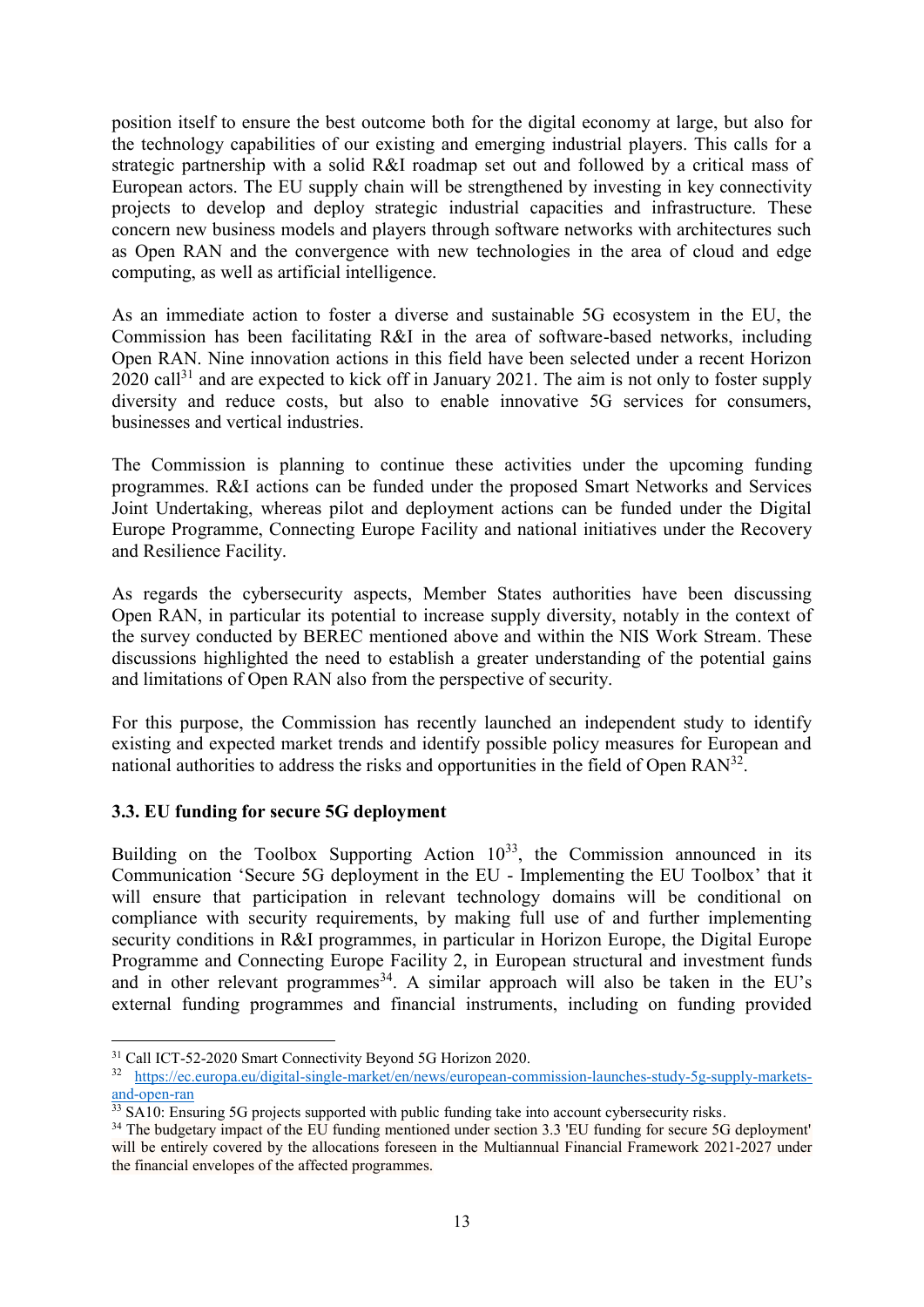position itself to ensure the best outcome both for the digital economy at large, but also for the technology capabilities of our existing and emerging industrial players. This calls for a strategic partnership with a solid R&I roadmap set out and followed by a critical mass of European actors. The EU supply chain will be strengthened by investing in key connectivity projects to develop and deploy strategic industrial capacities and infrastructure. These concern new business models and players through software networks with architectures such as Open RAN and the convergence with new technologies in the area of cloud and edge computing, as well as artificial intelligence.

As an immediate action to foster a diverse and sustainable 5G ecosystem in the EU, the Commission has been facilitating R&I in the area of software-based networks, including Open RAN. Nine innovation actions in this field have been selected under a recent Horizon 2020 call[31] and are expected to kick off in January 2021. The aim is not only to foster supply diversity and reduce costs, but also to enable innovative 5G services for consumers, businesses and vertical industries.

The Commission is planning to continue these activities under the upcoming funding programmes. R&I actions can be funded under the proposed Smart Networks and Services Joint Undertaking, whereas pilot and deployment actions can be funded under the Digital Europe Programme, Connecting Europe Facility and national initiatives under the Recovery and Resilience Facility.

As regards the cybersecurity aspects, Member States authorities have been discussing Open RAN, in particular its potential to increase supply diversity, notably in the context of the survey conducted by BEREC mentioned above and within the NIS Work Stream. These discussions highlighted the need to establish a greater understanding of the potential gains and limitations of Open RAN also from the perspective of security.

For this purpose, the Commission has recently launched an independent study to identify existing and expected market trends and identify possible policy measures for European and national authorities to address the risks and opportunities in the field of Open RAN[32].

### 3.3. EU funding for secure 5G deployment

Building on the Toolbox Supporting Action 10[33], the Commission announced in its Communication 'Secure 5G deployment in the EU - Implementing the EU Toolbox' that it will ensure that participation in relevant technology domains will be conditional on compliance with security requirements, by making full use of and further implementing security conditions in R&I programmes, in particular in Horizon Europe, the Digital Europe Programme and Connecting Europe Facility 2, in European structural and investment funds and in other relevant programmes[34]. A similar approach will also be taken in the EU's external funding programmes and financial instruments, including on funding provided

---

[31] Call ICT-52-2020 Smart Connectivity Beyond 5G Horizon 2020.

[32] https://ec.europa.eu/digital-single-market/en/news/european-commission-launches-study-5g-supply-markets-and-open-ran

[33] SA10: Ensuring 5G projects supported with public funding take into account cybersecurity risks.

[34] The budgetary impact of the EU funding mentioned under section 3.3 'EU funding for secure 5G deployment' will be entirely covered by the allocations foreseen in the Multiannual Financial Framework 2021-2027 under the financial envelopes of the affected programmes.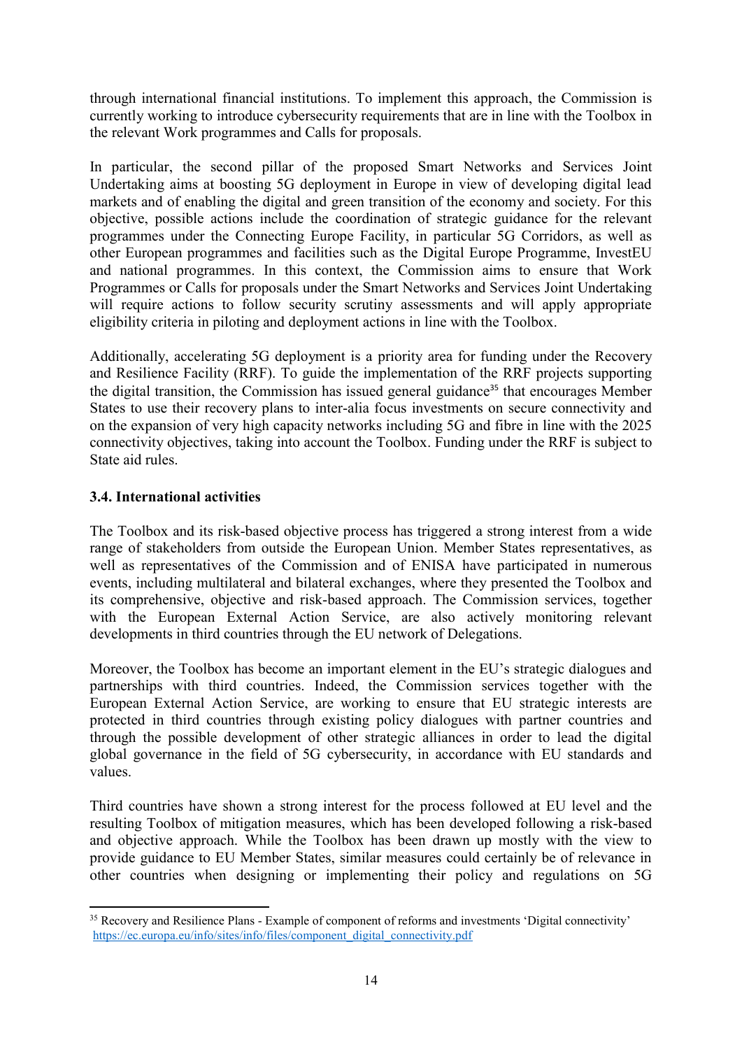through international financial institutions. To implement this approach, the Commission is currently working to introduce cybersecurity requirements that are in line with the Toolbox in the relevant Work programmes and Calls for proposals.

In particular, the second pillar of the proposed Smart Networks and Services Joint Undertaking aims at boosting 5G deployment in Europe in view of developing digital lead markets and of enabling the digital and green transition of the economy and society. For this objective, possible actions include the coordination of strategic guidance for the relevant programmes under the Connecting Europe Facility, in particular 5G Corridors, as well as other European programmes and facilities such as the Digital Europe Programme, InvestEU and national programmes. In this context, the Commission aims to ensure that Work Programmes or Calls for proposals under the Smart Networks and Services Joint Undertaking will require actions to follow security scrutiny assessments and will apply appropriate eligibility criteria in piloting and deployment actions in line with the Toolbox.

Additionally, accelerating 5G deployment is a priority area for funding under the Recovery and Resilience Facility (RRF). To guide the implementation of the RRF projects supporting the digital transition, the Commission has issued general guidance[35] that encourages Member States to use their recovery plans to inter-alia focus investments on secure connectivity and on the expansion of very high capacity networks including 5G and fibre in line with the 2025 connectivity objectives, taking into account the Toolbox. Funding under the RRF is subject to State aid rules.

### 3.4. International activities

The Toolbox and its risk-based objective process has triggered a strong interest from a wide range of stakeholders from outside the European Union. Member States representatives, as well as representatives of the Commission and of ENISA have participated in numerous events, including multilateral and bilateral exchanges, where they presented the Toolbox and its comprehensive, objective and risk-based approach. The Commission services, together with the European External Action Service, are also actively monitoring relevant developments in third countries through the EU network of Delegations.

Moreover, the Toolbox has become an important element in the EU's strategic dialogues and partnerships with third countries. Indeed, the Commission services together with the European External Action Service, are working to ensure that EU strategic interests are protected in third countries through existing policy dialogues with partner countries and through the possible development of other strategic alliances in order to lead the digital global governance in the field of 5G cybersecurity, in accordance with EU standards and values.

Third countries have shown a strong interest for the process followed at EU level and the resulting Toolbox of mitigation measures, which has been developed following a risk-based and objective approach. While the Toolbox has been drawn up mostly with the view to provide guidance to EU Member States, similar measures could certainly be of relevance in other countries when designing or implementing their policy and regulations on 5G

---

[35] Recovery and Resilience Plans - Example of component of reforms and investments 'Digital connectivity' https://ec.europa.eu/info/sites/info/files/component_digital_connectivity.pdf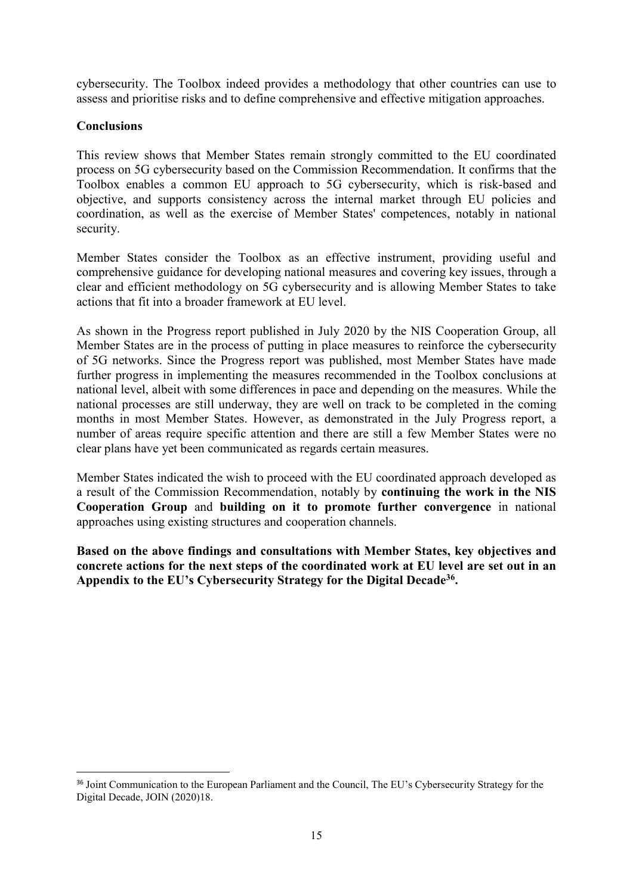cybersecurity. The Toolbox indeed provides a methodology that other countries can use to assess and prioritise risks and to define comprehensive and effective mitigation approaches.

**Conclusions**

This review shows that Member States remain strongly committed to the EU coordinated process on 5G cybersecurity based on the Commission Recommendation. It confirms that the Toolbox enables a common EU approach to 5G cybersecurity, which is risk-based and objective, and supports consistency across the internal market through EU policies and coordination, as well as the exercise of Member States' competences, notably in national security.

Member States consider the Toolbox as an effective instrument, providing useful and comprehensive guidance for developing national measures and covering key issues, through a clear and efficient methodology on 5G cybersecurity and is allowing Member States to take actions that fit into a broader framework at EU level.

As shown in the Progress report published in July 2020 by the NIS Cooperation Group, all Member States are in the process of putting in place measures to reinforce the cybersecurity of 5G networks. Since the Progress report was published, most Member States have made further progress in implementing the measures recommended in the Toolbox conclusions at national level, albeit with some differences in pace and depending on the measures. While the national processes are still underway, they are well on track to be completed in the coming months in most Member States. However, as demonstrated in the July Progress report, a number of areas require specific attention and there are still a few Member States were no clear plans have yet been communicated as regards certain measures.

Member States indicated the wish to proceed with the EU coordinated approach developed as a result of the Commission Recommendation, notably by **continuing the work in the NIS Cooperation Group** and **building on it to promote further convergence** in national approaches using existing structures and cooperation channels.

**Based on the above findings and consultations with Member States, key objectives and concrete actions for the next steps of the coordinated work at EU level are set out in an Appendix to the EU's Cybersecurity Strategy for the Digital Decade[36].**

---

[36] Joint Communication to the European Parliament and the Council, The EU's Cybersecurity Strategy for the Digital Decade, JOIN (2020)18.